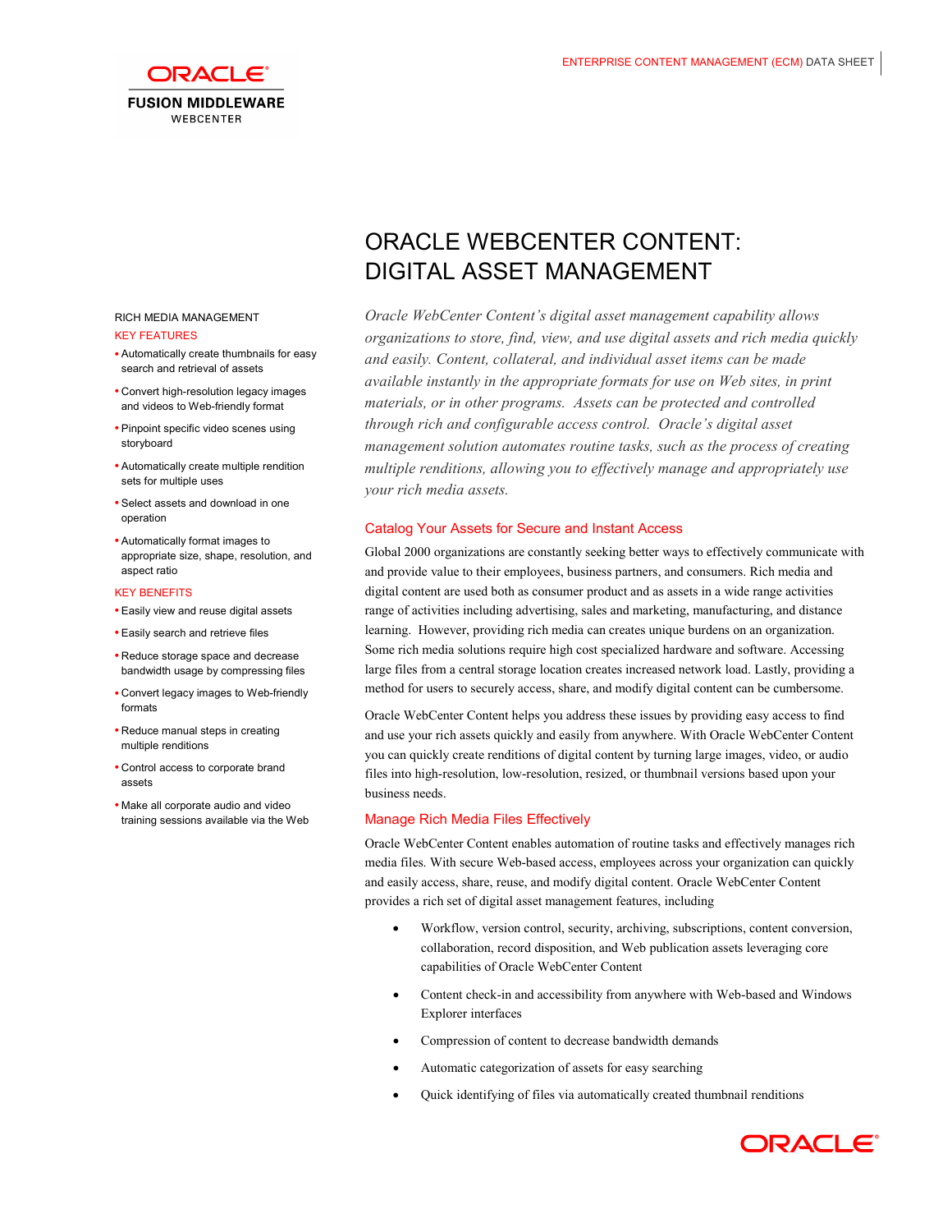# ORACLE WEBCENTER CONTENT: DIGITAL ASSET MANAGEMENT

*Oracle WebCenter Content's digital asset management capability allows organizations to store, find, view, and use digital assets and rich media quickly and easily. Content, collateral, and individual asset items can be made available instantly in the appropriate formats for use on Web sites, in print materials, or in other programs. Assets can be protected and controlled through rich and configurable access control. Oracle's digital asset management solution automates routine tasks, such as the process of creating multiple renditions, allowing you to effectively manage and appropriately use your rich media assets.*

RICH MEDIA MANAGEMENT

KEY FEATURES

- Automatically create thumbnails for easy search and retrieval of assets
- Convert high-resolution legacy images and videos to Web-friendly format
- Pinpoint specific video scenes using storyboard
- Automatically create multiple rendition sets for multiple uses
- Select assets and download in one operation
- Automatically format images to appropriate size, shape, resolution, and aspect ratio

KEY BENEFITS

- Easily view and reuse digital assets
- Easily search and retrieve files
- Reduce storage space and decrease bandwidth usage by compressing files
- Convert legacy images to Web-friendly formats
- Reduce manual steps in creating multiple renditions
- Control access to corporate brand assets
- Make all corporate audio and video training sessions available via the Web

## Catalog Your Assets for Secure and Instant Access

Global 2000 organizations are constantly seeking better ways to effectively communicate with and provide value to their employees, business partners, and consumers. Rich media and digital content are used both as consumer product and as assets in a wide range activities range of activities including advertising, sales and marketing, manufacturing, and distance learning. However, providing rich media can creates unique burdens on an organization. Some rich media solutions require high cost specialized hardware and software. Accessing large files from a central storage location creates increased network load. Lastly, providing a method for users to securely access, share, and modify digital content can be cumbersome.

Oracle WebCenter Content helps you address these issues by providing easy access to find and use your rich assets quickly and easily from anywhere. With Oracle WebCenter Content you can quickly create renditions of digital content by turning large images, video, or audio files into high-resolution, low-resolution, resized, or thumbnail versions based upon your business needs.

## Manage Rich Media Files Effectively

Oracle WebCenter Content enables automation of routine tasks and effectively manages rich media files. With secure Web-based access, employees across your organization can quickly and easily access, share, reuse, and modify digital content. Oracle WebCenter Content provides a rich set of digital asset management features, including

- Workflow, version control, security, archiving, subscriptions, content conversion, collaboration, record disposition, and Web publication assets leveraging core capabilities of Oracle WebCenter Content
- Content check-in and accessibility from anywhere with Web-based and Windows Explorer interfaces
- Compression of content to decrease bandwidth demands
- Automatic categorization of assets for easy searching
- Quick identifying of files via automatically created thumbnail renditions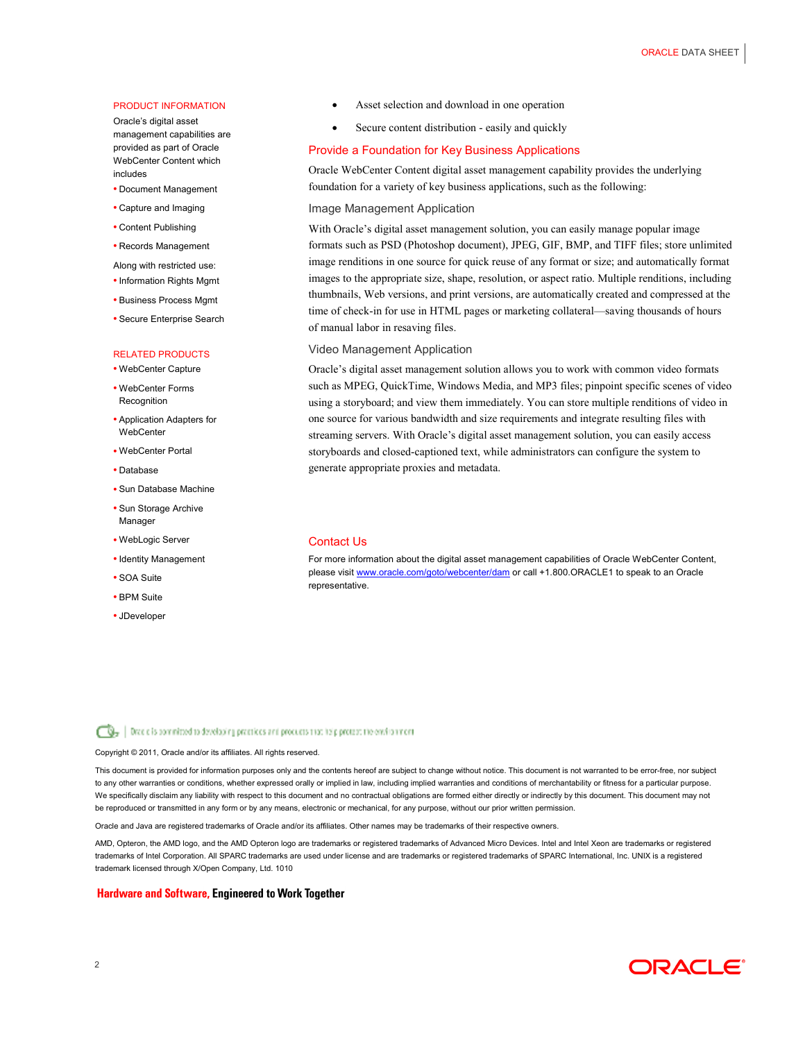**PRODUCT INFORMATION**

Oracle's digital asset management capabilities are provided as part of Oracle WebCenter Content which includes

- Document Management
- Capture and Imaging
- Content Publishing
- Records Management

Along with restricted use:

- Information Rights Mgmt
- Business Process Mgmt
- Secure Enterprise Search

**RELATED PRODUCTS**

- WebCenter Capture
- WebCenter Forms Recognition
- Application Adapters for WebCenter
- WebCenter Portal
- Database
- Sun Database Machine
- Sun Storage Archive Manager
- WebLogic Server
- Identity Management
- SOA Suite
- BPM Suite
- JDeveloper

- Asset selection and download in one operation
- Secure content distribution - easily and quickly

## Provide a Foundation for Key Business Applications

Oracle WebCenter Content digital asset management capability provides the underlying foundation for a variety of key business applications, such as the following:

### Image Management Application

With Oracle's digital asset management solution, you can easily manage popular image formats such as PSD (Photoshop document), JPEG, GIF, BMP, and TIFF files; store unlimited image renditions in one source for quick reuse of any format or size; and automatically format images to the appropriate size, shape, resolution, or aspect ratio. Multiple renditions, including thumbnails, Web versions, and print versions, are automatically created and compressed at the time of check-in for use in HTML pages or marketing collateral—saving thousands of hours of manual labor in resaving files.

### Video Management Application

Oracle's digital asset management solution allows you to work with common video formats such as MPEG, QuickTime, Windows Media, and MP3 files; pinpoint specific scenes of video using a storyboard; and view them immediately. You can store multiple renditions of video in one source for various bandwidth and size requirements and integrate resulting files with streaming servers. With Oracle's digital asset management solution, you can easily access storyboards and closed-captioned text, while administrators can configure the system to generate appropriate proxies and metadata.

## Contact Us

For more information about the digital asset management capabilities of Oracle WebCenter Content, please visit www.oracle.com/goto/webcenter/dam or call +1.800.ORACLE1 to speak to an Oracle representative.

Oracle is committed to developing practices and products that help protect the environment

Copyright © 2011, Oracle and/or its affiliates. All rights reserved.

This document is provided for information purposes only and the contents hereof are subject to change without notice. This document is not warranted to be error-free, nor subject to any other warranties or conditions, whether expressed orally or implied in law, including implied warranties and conditions of merchantability or fitness for a particular purpose. We specifically disclaim any liability with respect to this document and no contractual obligations are formed either directly or indirectly by this document. This document may not be reproduced or transmitted in any form or by any means, electronic or mechanical, for any purpose, without our prior written permission.

Oracle and Java are registered trademarks of Oracle and/or its affiliates. Other names may be trademarks of their respective owners.

AMD, Opteron, the AMD logo, and the AMD Opteron logo are trademarks or registered trademarks of Advanced Micro Devices. Intel and Intel Xeon are trademarks or registered trademarks of Intel Corporation. All SPARC trademarks are used under license and are trademarks or registered trademarks of SPARC International, Inc. UNIX is a registered trademark licensed through X/Open Company, Ltd. 1010

**Hardware and Software, Engineered to Work Together**